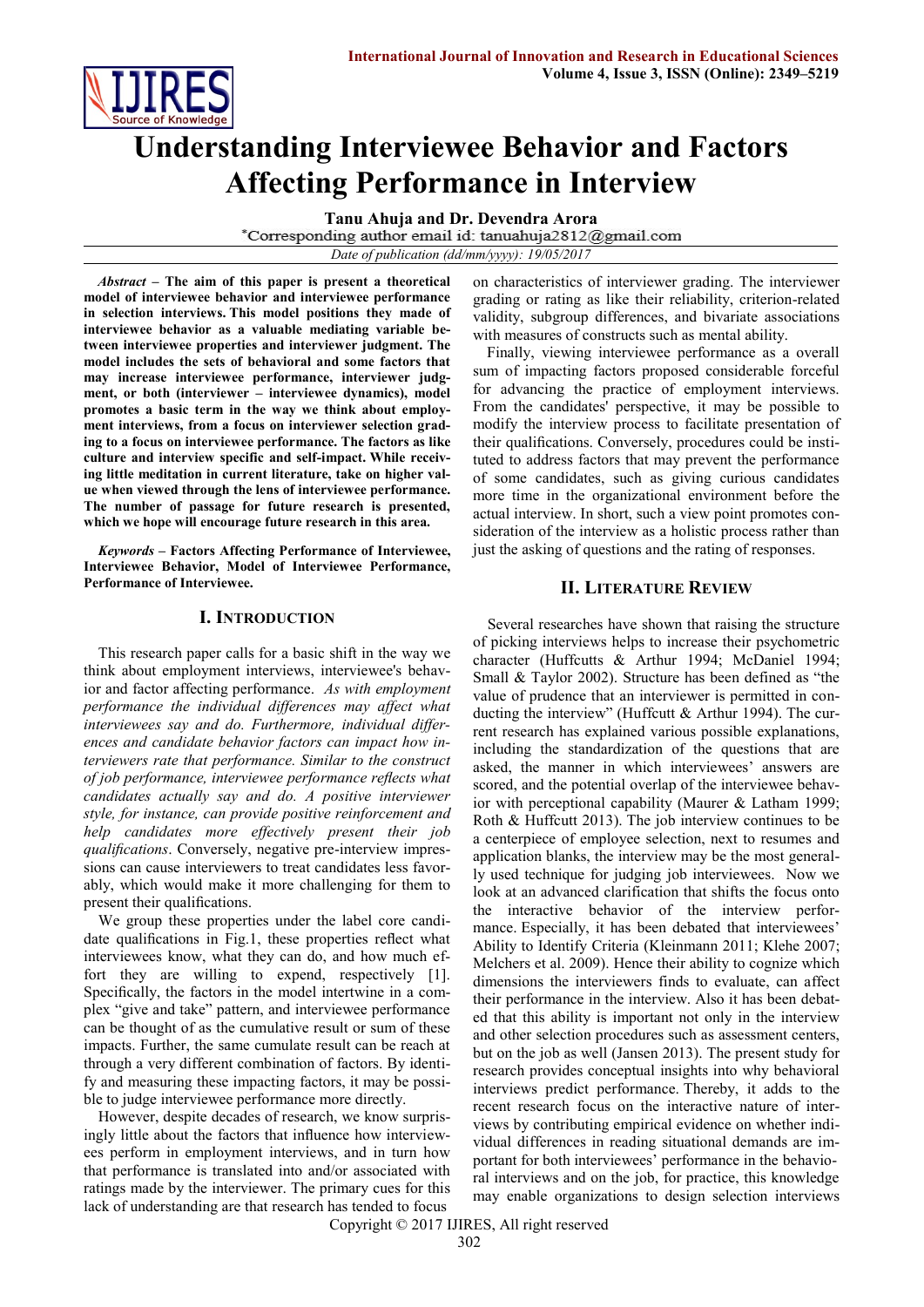# Understanding Interviewee Behavior and Factors Affecting Performance in Interview

**Tanu Ahuja and Dr. Devendra Arora**

*Corresponding author email id: tanuahuja2812@gmail.com

*Date of publication (dd/mm/yyyy): 19/05/2017*

***Abstract*** **– The aim of this paper is present a theoretical model of interviewee behavior and interviewee performance in selection interviews. This model positions they made of interviewee behavior as a valuable mediating variable between interviewee properties and interviewer judgment. The model includes the sets of behavioral and some factors that may increase interviewee performance, interviewer judgment, or both (interviewer – interviewee dynamics), model promotes a basic term in the way we think about employment interviews, from a focus on interviewer selection grading to a focus on interviewee performance. The factors as like culture and interview specific and self-impact. While receiving little meditation in current literature, take on higher value when viewed through the lens of interviewee performance. The number of passage for future research is presented, which we hope will encourage future research in this area.**

***Keywords*** **– Factors Affecting Performance of Interviewee, Interviewee Behavior, Model of Interviewee Performance, Performance of Interviewee.**

## I. Introduction

This research paper calls for a basic shift in the way we think about employment interviews, interviewee's behavior and factor affecting performance. *As with employment performance the individual differences may affect what interviewees say and do. Furthermore, individual differences and candidate behavior factors can impact how interviewers rate that performance. Similar to the construct of job performance, interviewee performance reflects what candidates actually say and do. A positive interviewer style, for instance, can provide positive reinforcement and help candidates more effectively present their job qualifications*. Conversely, negative pre-interview impressions can cause interviewers to treat candidates less favorably, which would make it more challenging for them to present their qualifications.

We group these properties under the label core candidate qualifications in Fig.1, these properties reflect what interviewees know, what they can do, and how much effort they are willing to expend, respectively [1]. Specifically, the factors in the model intertwine in a complex "give and take" pattern, and interviewee performance can be thought of as the cumulative result or sum of these impacts. Further, the same cumulate result can be reach at through a very different combination of factors. By identify and measuring these impacting factors, it may be possible to judge interviewee performance more directly.

However, despite decades of research, we know surprisingly little about the factors that influence how interviewees perform in employment interviews, and in turn how that performance is translated into and/or associated with ratings made by the interviewer. The primary cues for this lack of understanding are that research has tended to focus on characteristics of interviewer grading. The interviewer grading or rating as like their reliability, criterion-related validity, subgroup differences, and bivariate associations with measures of constructs such as mental ability.

Finally, viewing interviewee performance as a overall sum of impacting factors proposed considerable forceful for advancing the practice of employment interviews. From the candidates' perspective, it may be possible to modify the interview process to facilitate presentation of their qualifications. Conversely, procedures could be instituted to address factors that may prevent the performance of some candidates, such as giving curious candidates more time in the organizational environment before the actual interview. In short, such a view point promotes consideration of the interview as a holistic process rather than just the asking of questions and the rating of responses.

## II. Literature Review

Several researches have shown that raising the structure of picking interviews helps to increase their psychometric character (Huffcutts & Arthur 1994; McDaniel 1994; Small & Taylor 2002). Structure has been defined as "the value of prudence that an interviewer is permitted in conducting the interview" (Huffcutt & Arthur 1994). The current research has explained various possible explanations, including the standardization of the questions that are asked, the manner in which interviewees' answers are scored, and the potential overlap of the interviewee behavior with perceptional capability (Maurer & Latham 1999; Roth & Huffcutt 2013). The job interview continues to be a centerpiece of employee selection, next to resumes and application blanks, the interview may be the most generally used technique for judging job interviewees. Now we look at an advanced clarification that shifts the focus onto the interactive behavior of the interview performance. Especially, it has been debated that interviewees' Ability to Identify Criteria (Kleinmann 2011; Klehe 2007; Melchers et al. 2009). Hence their ability to cognize which dimensions the interviewers finds to evaluate, can affect their performance in the interview. Also it has been debated that this ability is important not only in the interview and other selection procedures such as assessment centers, but on the job as well (Jansen 2013). The present study for research provides conceptual insights into why behavioral interviews predict performance. Thereby, it adds to the recent research focus on the interactive nature of interviews by contributing empirical evidence on whether individual differences in reading situational demands are important for both interviewees' performance in the behavioral interviews and on the job, for practice, this knowledge may enable organizations to design selection interviews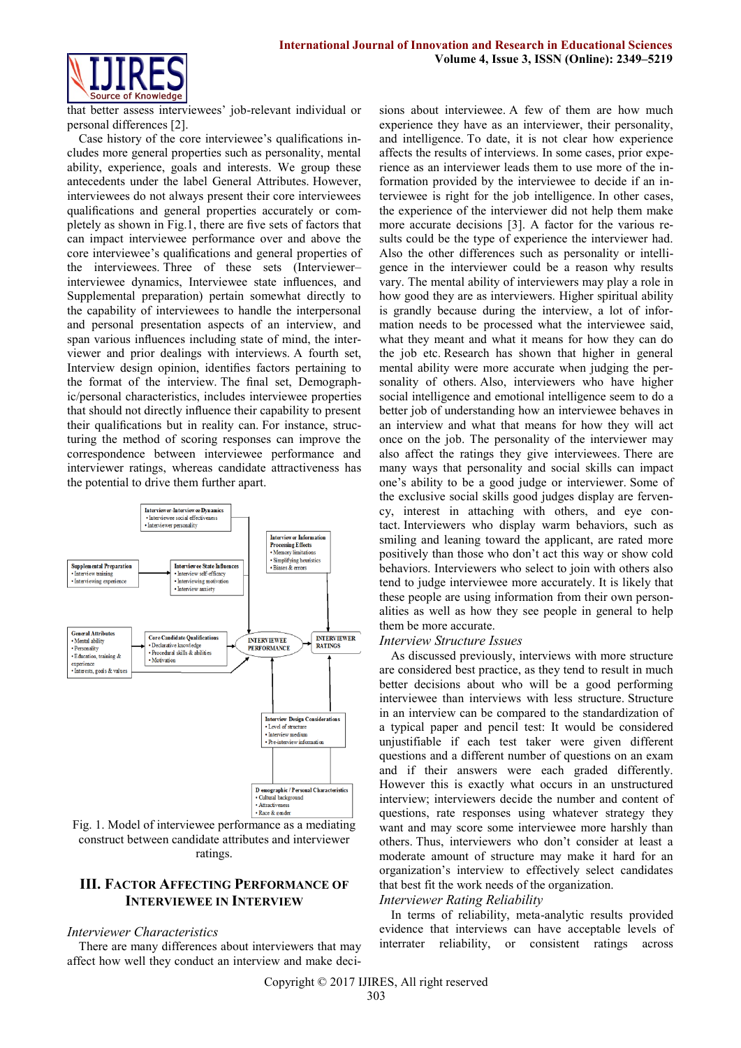that better assess interviewees' job-relevant individual or personal differences [2].

Case history of the core interviewee's qualifications includes more general properties such as personality, mental ability, experience, goals and interests. We group these antecedents under the label General Attributes. However, interviewees do not always present their core interviewees qualifications and general properties accurately or completely as shown in Fig.1, there are five sets of factors that can impact interviewee performance over and above the core interviewee's qualifications and general properties of the interviewees. Three of these sets (Interviewer–interviewee dynamics, Interviewee state influences, and Supplemental preparation) pertain somewhat directly to the capability of interviewees to handle the interpersonal and personal presentation aspects of an interview, and span various influences including state of mind, the interviewer and prior dealings with interviews. A fourth set, Interview design opinion, identifies factors pertaining to the format of the interview. The final set, Demographic/personal characteristics, includes interviewee properties that should not directly influence their capability to present their qualifications but in reality can. For instance, structuring the method of scoring responses can improve the correspondence between interviewee performance and interviewer ratings, whereas candidate attractiveness has the potential to drive them further apart.

Interviewer-Interviewee Dynamics
• Interviewee social effectiveness
• Interviewer personality

Interviewer Information Processing Effects
• Memory limitations
• Simplifying heuristics
• Biases & errors

Supplemental Preparation
• Interview training
• Interviewing experience

Interviewee State Influences
• Interview self-efficacy
• Interviewing motivation
• Interview anxiety

General Attributes
• Mental ability
• Personality
• Education, training & experience
• Interests, goals & values

Core Candidate Qualifications
• Declarative knowledge
• Procedural skills & abilities
• Motivation

INTERVIEWEE PERFORMANCE

INTERVIEWER RATINGS

Interview Design Considerations
• Level of structure
• Interview medium
• Pre-interview information

Demographic / Personal Characteristics
• Cultural background
• Attractiveness
• Race & gender

Fig. 1. Model of interviewee performance as a mediating construct between candidate attributes and interviewer ratings.

## III. Factor Affecting Performance of Interviewee in Interview

### *Interviewer Characteristics*

There are many differences about interviewers that may affect how well they conduct an interview and make decisions about interviewee. A few of them are how much experience they have as an interviewer, their personality, and intelligence. To date, it is not clear how experience affects the results of interviews. In some cases, prior experience as an interviewer leads them to use more of the information provided by the interviewee to decide if an interviewee is right for the job intelligence. In other cases, the experience of the interviewer did not help them make more accurate decisions [3]. A factor for the various results could be the type of experience the interviewer had. Also the other differences such as personality or intelligence in the interviewer could be a reason why results vary. The mental ability of interviewers may play a role in how good they are as interviewers. Higher spiritual ability is grandly because during the interview, a lot of information needs to be processed what the interviewee said, what they meant and what it means for how they can do the job etc. Research has shown that higher in general mental ability were more accurate when judging the personality of others. Also, interviewers who have higher social intelligence and emotional intelligence seem to do a better job of understanding how an interviewee behaves in an interview and what that means for how they will act once on the job. The personality of the interviewer may also affect the ratings they give interviewees. There are many ways that personality and social skills can impact one's ability to be a good judge or interviewer. Some of the exclusive social skills good judges display are fervency, interest in attaching with others, and eye contact. Interviewers who display warm behaviors, such as smiling and leaning toward the applicant, are rated more positively than those who don't act this way or show cold behaviors. Interviewers who select to join with others also tend to judge interviewee more accurately. It is likely that these people are using information from their own personalities as well as how they see people in general to help them be more accurate.

### *Interview Structure Issues*

As discussed previously, interviews with more structure are considered best practice, as they tend to result in much better decisions about who will be a good performing interviewee than interviews with less structure. Structure in an interview can be compared to the standardization of a typical paper and pencil test: It would be considered unjustifiable if each test taker were given different questions and a different number of questions on an exam and if their answers were each graded differently. However this is exactly what occurs in an unstructured interview; interviewers decide the number and content of questions, rate responses using whatever strategy they want and may score some interviewee more harshly than others. Thus, interviewers who don't consider at least a moderate amount of structure may make it hard for an organization's interview to effectively select candidates that best fit the work needs of the organization.

### *Interviewer Rating Reliability*

In terms of reliability, meta-analytic results provided evidence that interviews can have acceptable levels of interrater reliability, or consistent ratings across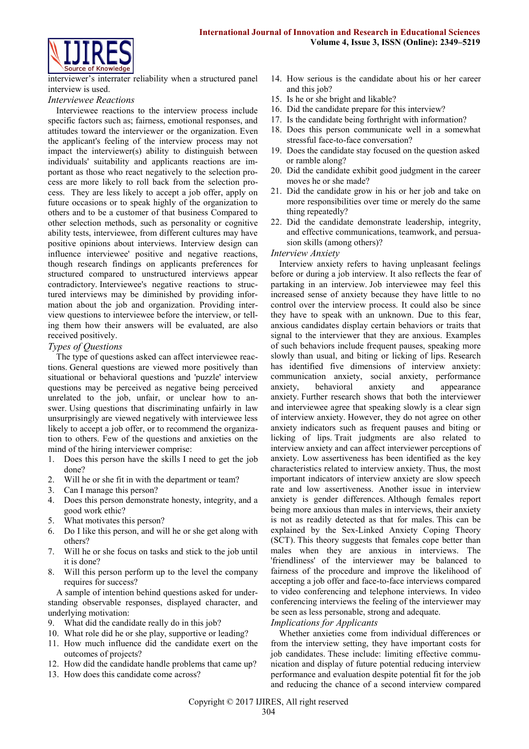interviewer's interrater reliability when a structured panel interview is used.

### *Interviewee Reactions*

Interviewee reactions to the interview process include specific factors such as; fairness, emotional responses, and attitudes toward the interviewer or the organization. Even the applicant's feeling of the interview process may not impact the interviewer(s) ability to distinguish between individuals' suitability and applicants reactions are important as those who react negatively to the selection process are more likely to roll back from the selection process. They are less likely to accept a job offer, apply on future occasions or to speak highly of the organization to others and to be a customer of that business Compared to other selection methods, such as personality or cognitive ability tests, interviewee, from different cultures may have positive opinions about interviews. Interview design can influence interviewee' positive and negative reactions, though research findings on applicants preferences for structured compared to unstructured interviews appear contradictory. Interviewee's negative reactions to structured interviews may be diminished by providing information about the job and organization. Providing interview questions to interviewee before the interview, or telling them how their answers will be evaluated, are also received positively.

### *Types of Questions*

The type of questions asked can affect interviewee reactions. General questions are viewed more positively than situational or behavioral questions and 'puzzle' interview questions may be perceived as negative being perceived unrelated to the job, unfair, or unclear how to answer. Using questions that discriminating unfairly in law unsurprisingly are viewed negatively with interviewee less likely to accept a job offer, or to recommend the organization to others. Few of the questions and anxieties on the mind of the hiring interviewer comprise:

1. Does this person have the skills I need to get the job done?
2. Will he or she fit in with the department or team?
3. Can I manage this person?
4. Does this person demonstrate honesty, integrity, and a good work ethic?
5. What motivates this person?
6. Do I like this person, and will he or she get along with others?
7. Will he or she focus on tasks and stick to the job until it is done?
8. Will this person perform up to the level the company requires for success?

A sample of intention behind questions asked for understanding observable responses, displayed character, and underlying motivation:

9. What did the candidate really do in this job?
10. What role did he or she play, supportive or leading?
11. How much influence did the candidate exert on the outcomes of projects?
12. How did the candidate handle problems that came up?
13. How does this candidate come across?
14. How serious is the candidate about his or her career and this job?
15. Is he or she bright and likable?
16. Did the candidate prepare for this interview?
17. Is the candidate being forthright with information?
18. Does this person communicate well in a somewhat stressful face-to-face conversation?
19. Does the candidate stay focused on the question asked or ramble along?
20. Did the candidate exhibit good judgment in the career moves he or she made?
21. Did the candidate grow in his or her job and take on more responsibilities over time or merely do the same thing repeatedly?
22. Did the candidate demonstrate leadership, integrity, and effective communications, teamwork, and persuasion skills (among others)?

### *Interview Anxiety*

Interview anxiety refers to having unpleasant feelings before or during a job interview. It also reflects the fear of partaking in an interview. Job interviewee may feel this increased sense of anxiety because they have little to no control over the interview process. It could also be since they have to speak with an unknown. Due to this fear, anxious candidates display certain behaviors or traits that signal to the interviewer that they are anxious. Examples of such behaviors include frequent pauses, speaking more slowly than usual, and biting or licking of lips. Research has identified five dimensions of interview anxiety: communication anxiety, social anxiety, performance anxiety, behavioral anxiety and appearance anxiety. Further research shows that both the interviewer and interviewee agree that speaking slowly is a clear sign of interview anxiety. However, they do not agree on other anxiety indicators such as frequent pauses and biting or licking of lips. Trait judgments are also related to interview anxiety and can affect interviewer perceptions of anxiety. Low assertiveness has been identified as the key characteristics related to interview anxiety. Thus, the most important indicators of interview anxiety are slow speech rate and low assertiveness. Another issue in interview anxiety is gender differences. Although females report being more anxious than males in interviews, their anxiety is not as readily detected as that for males. This can be explained by the Sex-Linked Anxiety Coping Theory (SCT). This theory suggests that females cope better than males when they are anxious in interviews. The 'friendliness' of the interviewer may be balanced to fairness of the procedure and improve the likelihood of accepting a job offer and face-to-face interviews compared to video conferencing and telephone interviews. In video conferencing interviews the feeling of the interviewer may be seen as less personable, strong and adequate.

### *Implications for Applicants*

Whether anxieties come from individual differences or from the interview setting, they have important costs for job candidates. These include: limiting effective communication and display of future potential reducing interview performance and evaluation despite potential fit for the job and reducing the chance of a second interview compared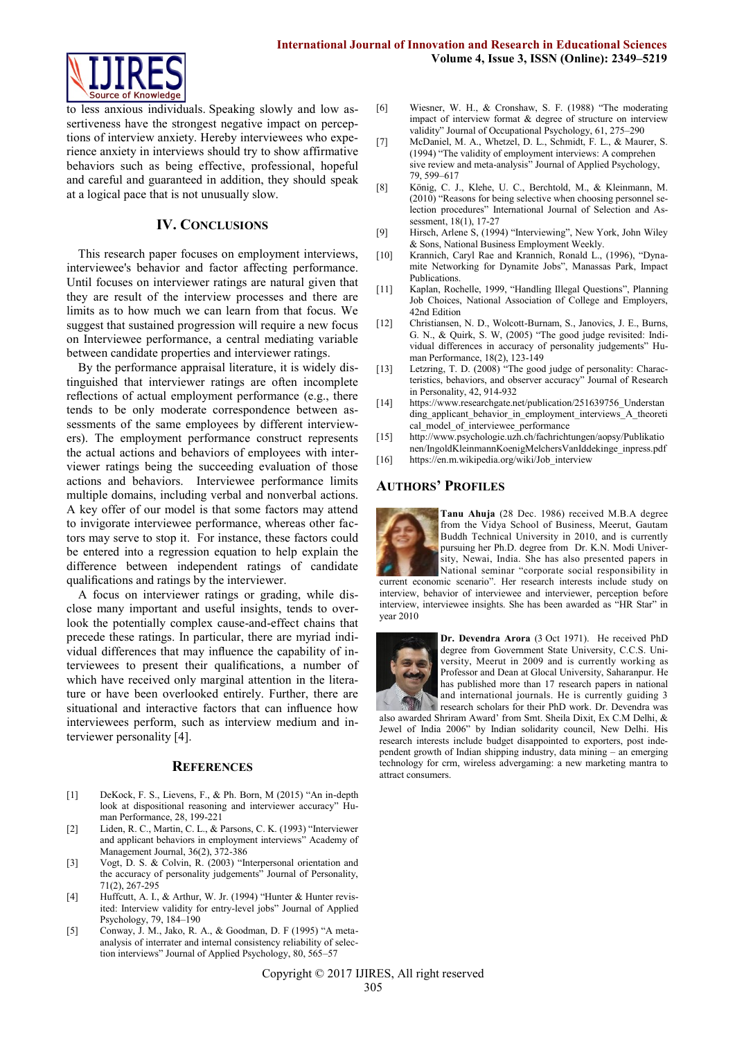to less anxious individuals. Speaking slowly and low assertiveness have the strongest negative impact on perceptions of interview anxiety. Hereby interviewees who experience anxiety in interviews should try to show affirmative behaviors such as being effective, professional, hopeful and careful and guaranteed in addition, they should speak at a logical pace that is not unusually slow.

## IV. Conclusions

This research paper focuses on employment interviews, interviewee's behavior and factor affecting performance. Until focuses on interviewer ratings are natural given that they are result of the interview processes and there are limits as to how much we can learn from that focus. We suggest that sustained progression will require a new focus on Interviewee performance, a central mediating variable between candidate properties and interviewer ratings.

By the performance appraisal literature, it is widely distinguished that interviewer ratings are often incomplete reflections of actual employment performance (e.g., there tends to be only moderate correspondence between assessments of the same employees by different interviewers). The employment performance construct represents the actual actions and behaviors of employees with interviewer ratings being the succeeding evaluation of those actions and behaviors. Interviewee performance limits multiple domains, including verbal and nonverbal actions. A key offer of our model is that some factors may attend to invigorate interviewee performance, whereas other factors may serve to stop it. For instance, these factors could be entered into a regression equation to help explain the difference between independent ratings of candidate qualifications and ratings by the interviewer.

A focus on interviewer ratings or grading, while disclose many important and useful insights, tends to overlook the potentially complex cause-and-effect chains that precede these ratings. In particular, there are myriad individual differences that may influence the capability of interviewees to present their qualifications, a number of which have received only marginal attention in the literature or have been overlooked entirely. Further, there are situational and interactive factors that can influence how interviewees perform, such as interview medium and interviewer personality [4].

## References

[1] DeKock, F. S., Lievens, F., & Ph. Born, M (2015) "An in-depth look at dispositional reasoning and interviewer accuracy" Human Performance, 28, 199-221

[2] Liden, R. C., Martin, C. L., & Parsons, C. K. (1993) "Interviewer and applicant behaviors in employment interviews" Academy of Management Journal, 36(2), 372-386

[3] Vogt, D. S. & Colvin, R. (2003) "Interpersonal orientation and the accuracy of personality judgements" Journal of Personality, 71(2), 267-295

[4] Huffcutt, A. I., & Arthur, W. Jr. (1994) "Hunter & Hunter revisited: Interview validity for entry-level jobs" Journal of Applied Psychology, 79, 184–190

[5] Conway, J. M., Jako, R. A., & Goodman, D. F (1995) "A meta-analysis of interrater and internal consistency reliability of selection interviews" Journal of Applied Psychology, 80, 565–57

[6] Wiesner, W. H., & Cronshaw, S. F. (1988) "The moderating impact of interview format & degree of structure on interview validity" Journal of Occupational Psychology, 61, 275–290

[7] McDaniel, M. A., Whetzel, D. L., Schmidt, F. L., & Maurer, S. (1994) "The validity of employment interviews: A comprehensive review and meta-analysis" Journal of Applied Psychology, 79, 599–617

[8] König, C. J., Klehe, U. C., Berchtold, M., & Kleinmann, M. (2010) "Reasons for being selective when choosing personnel selection procedures" International Journal of Selection and Assessment, 18(1), 17-27

[9] Hirsch, Arlene S, (1994) "Interviewing", New York, John Wiley & Sons, National Business Employment Weekly.

[10] Krannich, Caryl Rae and Krannich, Ronald L., (1996), "Dynamite Networking for Dynamite Jobs", Manassas Park, Impact Publications.

[11] Kaplan, Rochelle, 1999, "Handling Illegal Questions", Planning Job Choices, National Association of College and Employers, 42nd Edition

[12] Christiansen, N. D., Wolcott-Burnam, S., Janovics, J. E., Burns, G. N., & Quirk, S. W, (2005) "The good judge revisited: Individual differences in accuracy of personality judgements" Human Performance, 18(2), 123-149

[13] Letzring, T. D. (2008) "The good judge of personality: Characteristics, behaviors, and observer accuracy" Journal of Research in Personality, 42, 914-932

[14] https://www.researchgate.net/publication/251639756_Understanding_applicant_behavior_in_employment_interviews_A_theoretical_model_of_interviewee_performance

[15] http://www.psychologie.uzh.ch/fachrichtungen/aopsy/Publikationen/IngoldKleinmannKoenigMelchersVanIddekinge_inpress.pdf

[16] https://en.m.wikipedia.org/wiki/Job_interview

## Authors' Profiles

**Tanu Ahuja** (28 Dec. 1986) received M.B.A degree from the Vidya School of Business, Meerut, Gautam Buddh Technical University in 2010, and is currently pursuing her Ph.D. degree from Dr. K.N. Modi University, Newai, India. She has also presented papers in National seminar "corporate social responsibility in current economic scenario". Her research interests include study on interview, behavior of interviewee and interviewer, perception before interview, interviewee insights. She has been awarded as "HR Star" in year 2010

**Dr. Devendra Arora** (3 Oct 1971). He received PhD degree from Government State University, C.C.S. University, Meerut in 2009 and is currently working as Professor and Dean at Glocal University, Saharanpur. He has published more than 17 research papers in national and international journals. He is currently guiding 3 research scholars for their PhD work. Dr. Devendra was also awarded Shriram Award' from Smt. Sheila Dixit, Ex C.M Delhi, & Jewel of India 2006" by Indian solidarity council, New Delhi. His research interests include budget disappointed to exporters, post independent growth of Indian shipping industry, data mining – an emerging technology for crm, wireless advergaming: a new marketing mantra to attract consumers.